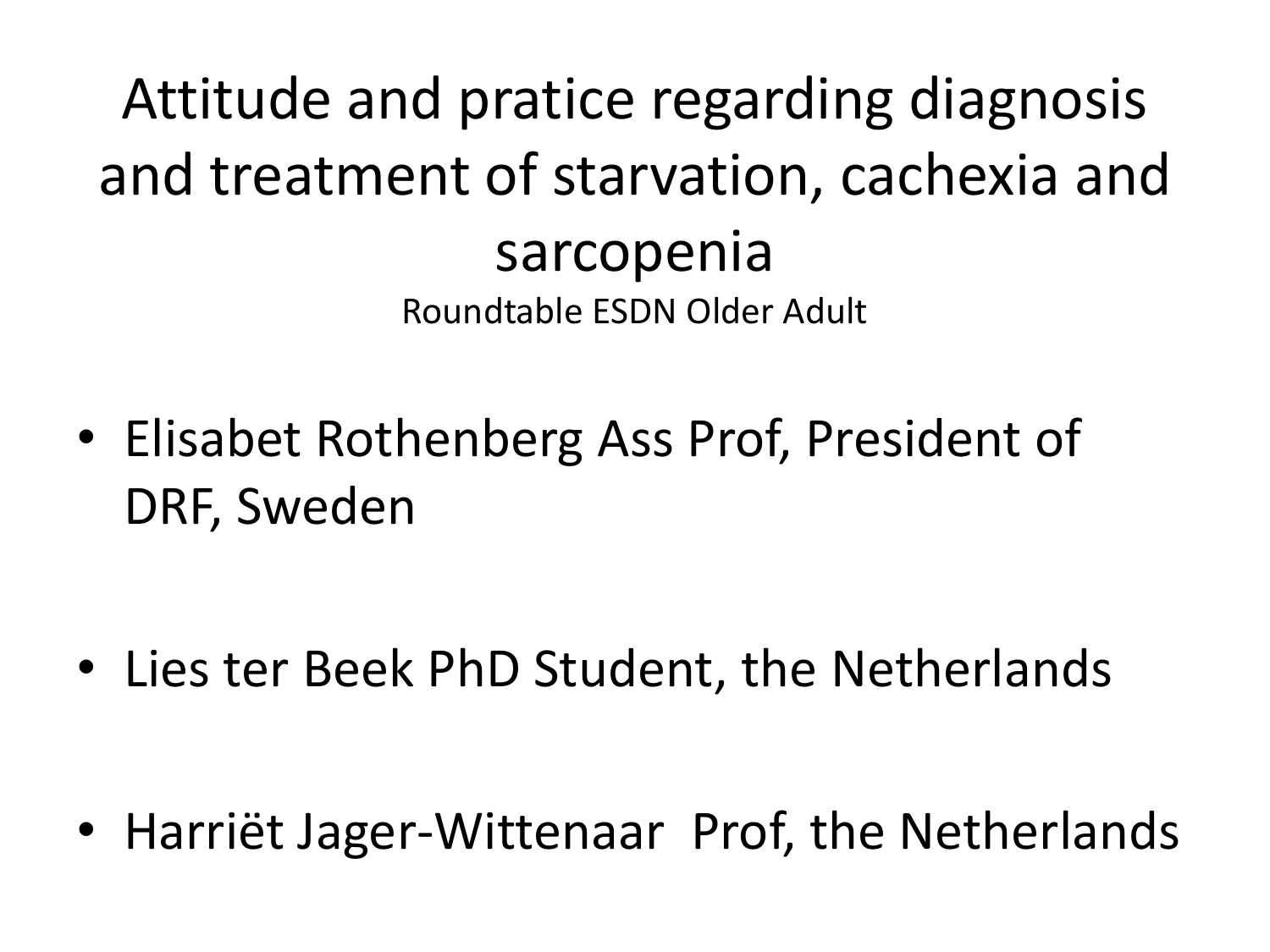# Attitude and pratice regarding diagnosis and treatment of starvation, cachexia and sarcopenia

Roundtable ESDN Older Adult

- Elisabet Rothenberg Ass Prof, President of DRF, Sweden
- Lies ter Beek PhD Student, the Netherlands
- Harriët Jager-Wittenaar Prof, the Netherlands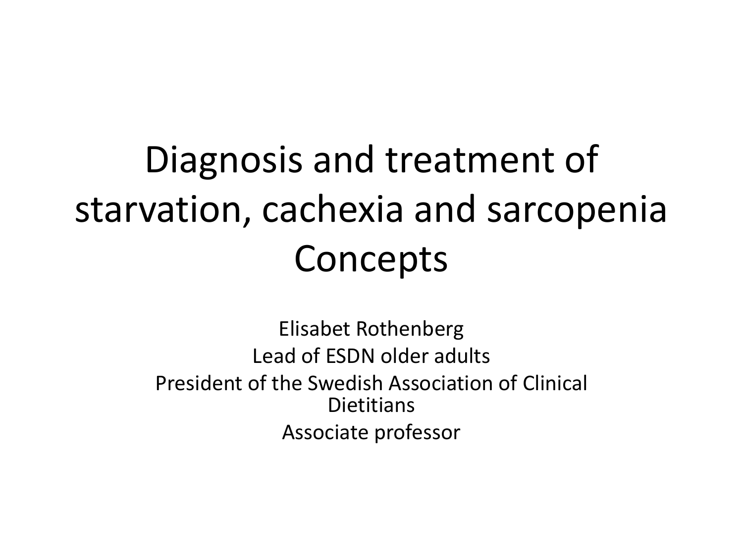# Diagnosis and treatment of starvation, cachexia and sarcopenia Concepts

Elisabet Rothenberg

Lead of ESDN older adults

President of the Swedish Association of Clinical Dietitians

Associate professor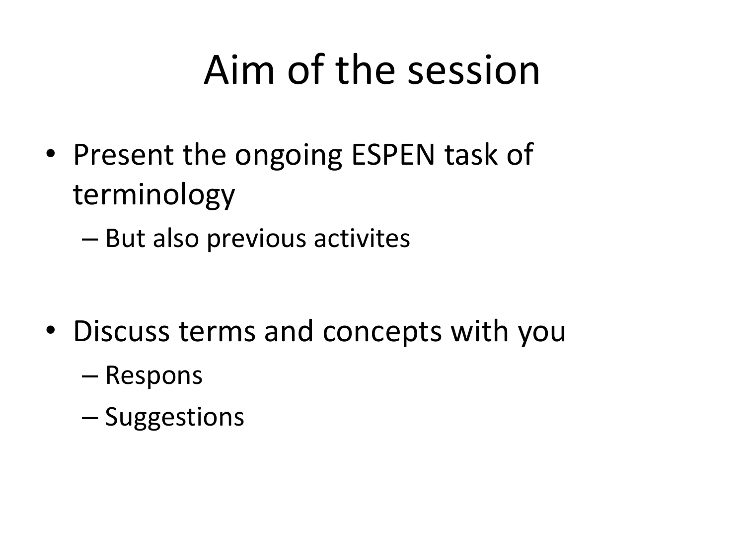# Aim of the session

- Present the ongoing ESPEN task of terminology
  - But also previous activites
- Discuss terms and concepts with you
  - Respons
  - Suggestions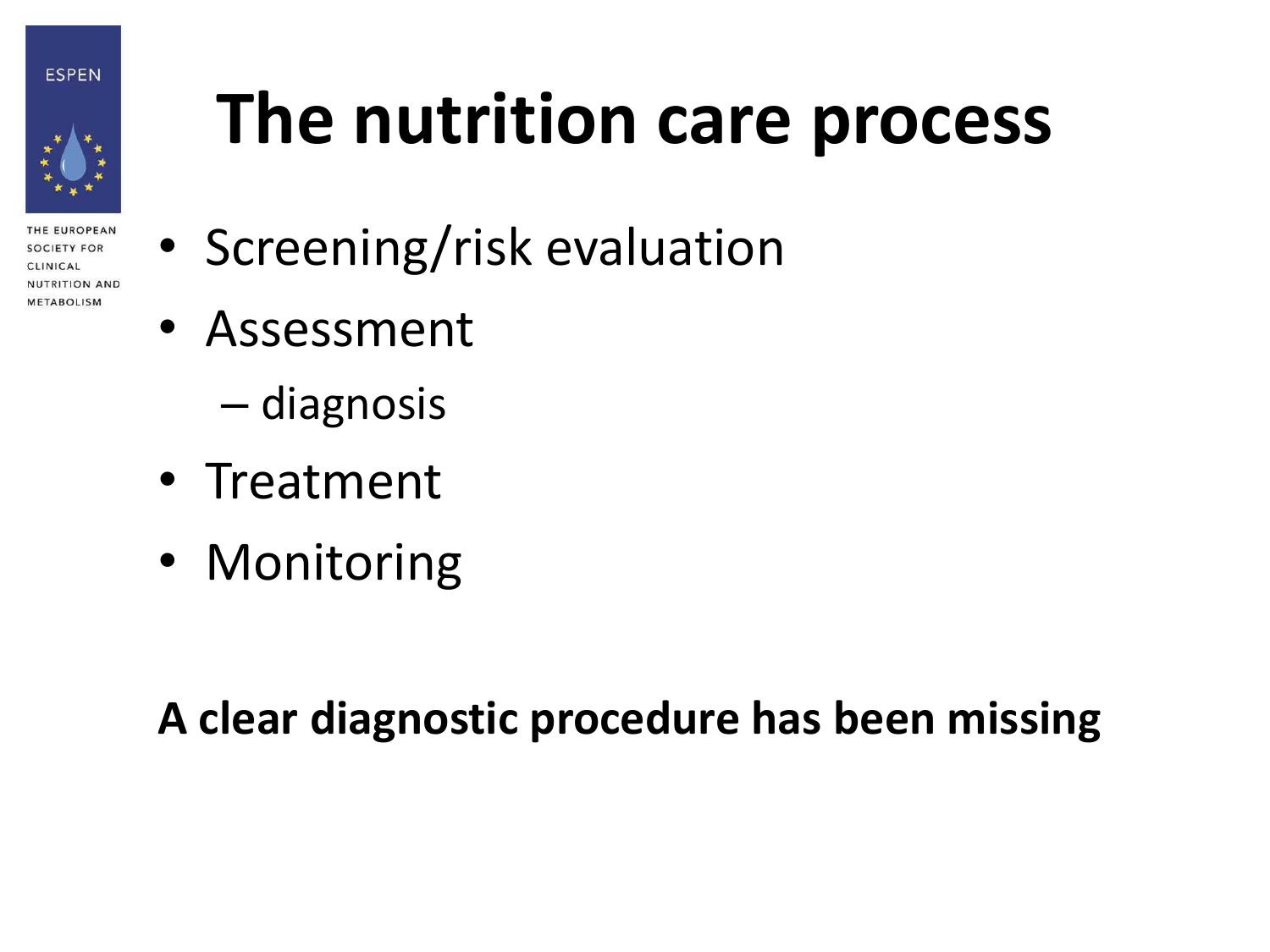# The nutrition care process

- Screening/risk evaluation
- Assessment
  - diagnosis
- Treatment
- Monitoring

**A clear diagnostic procedure has been missing**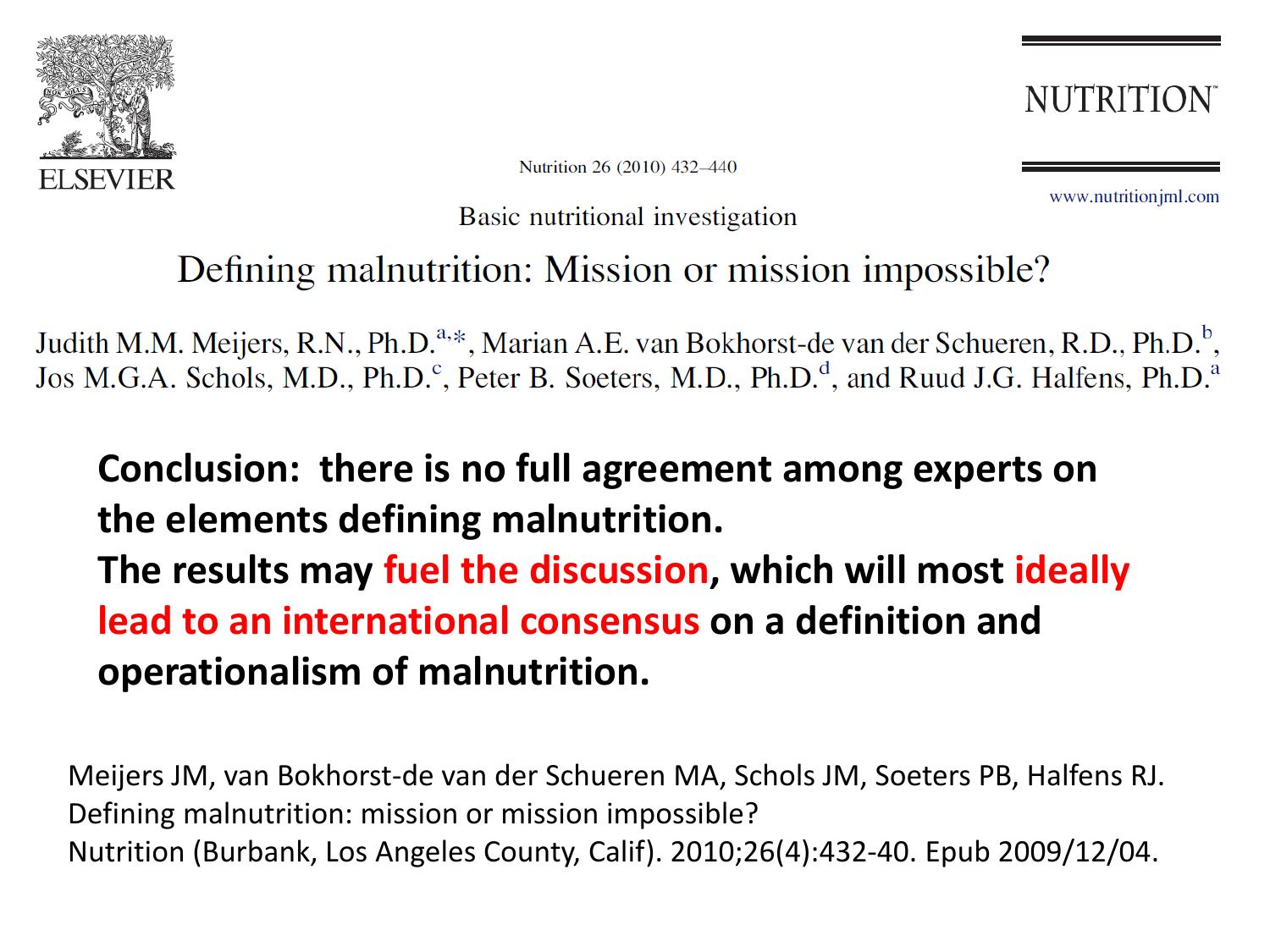Nutrition 26 (2010) 432–440

NUTRITION

www.nutritionjml.com

Basic nutritional investigation

# Defining malnutrition: Mission or mission impossible?

Judith M.M. Meijers, R.N., Ph.D.[a,*], Marian A.E. van Bokhorst-de van der Schueren, R.D., Ph.D.[b], Jos M.G.A. Schols, M.D., Ph.D.[c], Peter B. Soeters, M.D., Ph.D.[d], and Ruud J.G. Halfens, Ph.D.[a]

**Conclusion: there is no full agreement among experts on the elements defining malnutrition.**
**The results may fuel the discussion, which will most ideally lead to an international consensus on a definition and operationalism of malnutrition.**

Meijers JM, van Bokhorst-de van der Schueren MA, Schols JM, Soeters PB, Halfens RJ. Defining malnutrition: mission or mission impossible? Nutrition (Burbank, Los Angeles County, Calif). 2010;26(4):432-40. Epub 2009/12/04.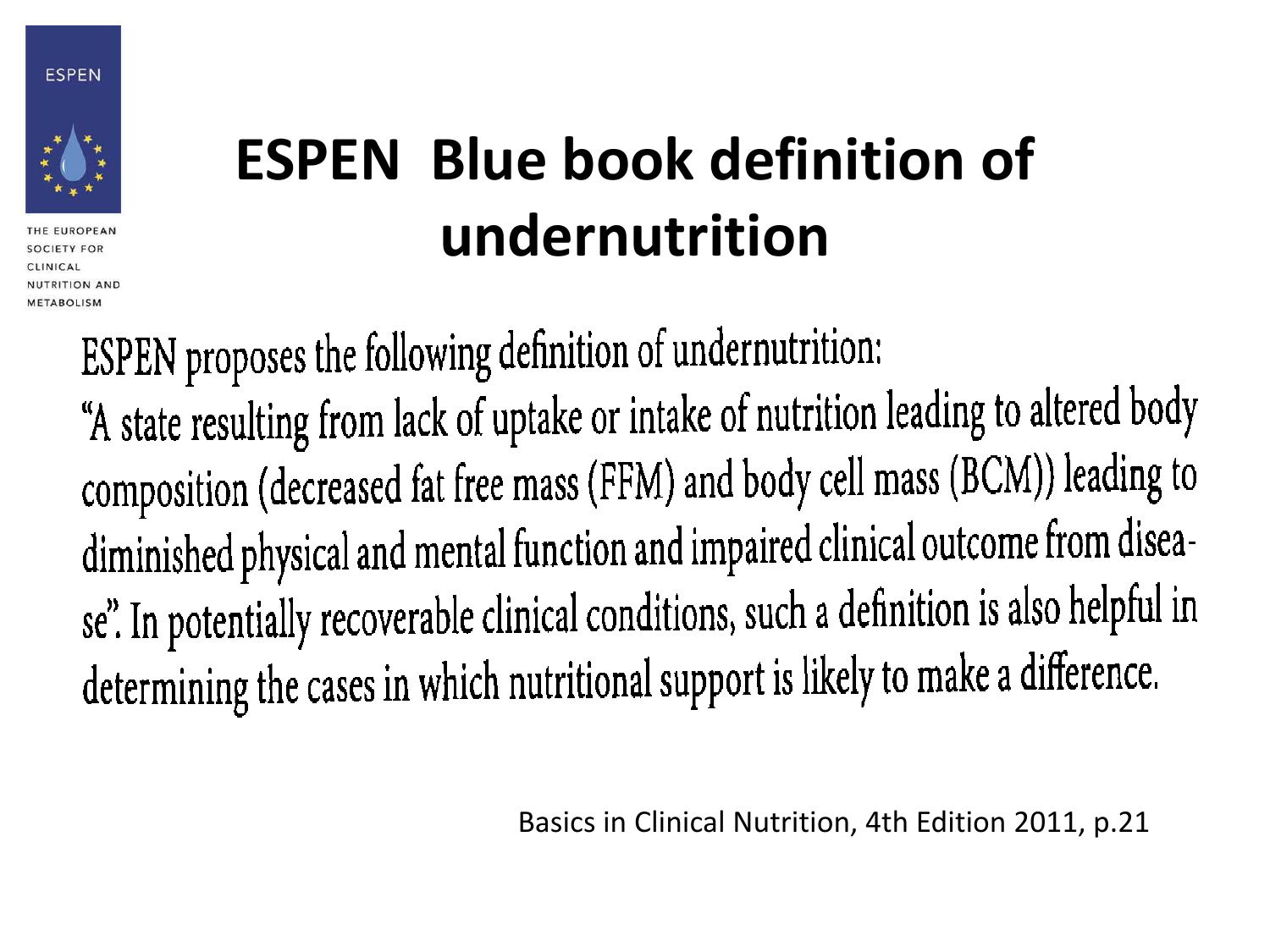# ESPEN Blue book definition of undernutrition

ESPEN proposes the following definition of undernutrition:
"A state resulting from lack of uptake or intake of nutrition leading to altered body composition (decreased fat free mass (FFM) and body cell mass (BCM)) leading to diminished physical and mental function and impaired clinical outcome from disease". In potentially recoverable clinical conditions, such a definition is also helpful in determining the cases in which nutritional support is likely to make a difference.

Basics in Clinical Nutrition, 4th Edition 2011, p.21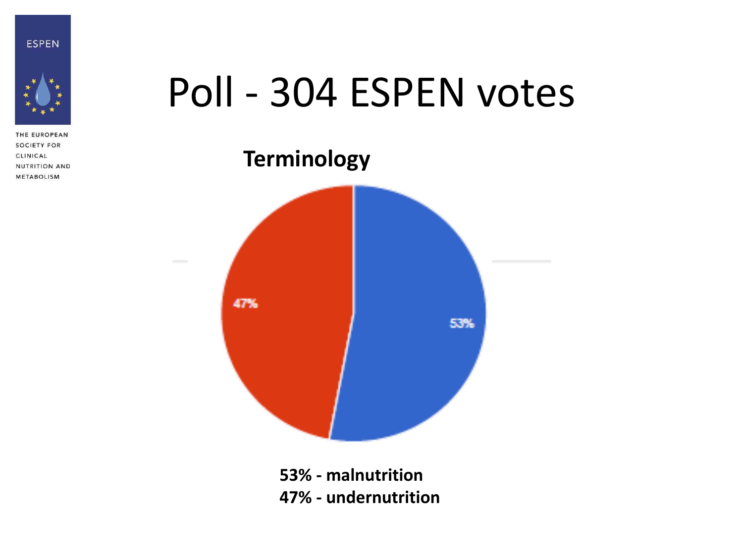# Poll - 304 ESPEN votes

**Terminology**

**53% - malnutrition**
**47% - undernutrition**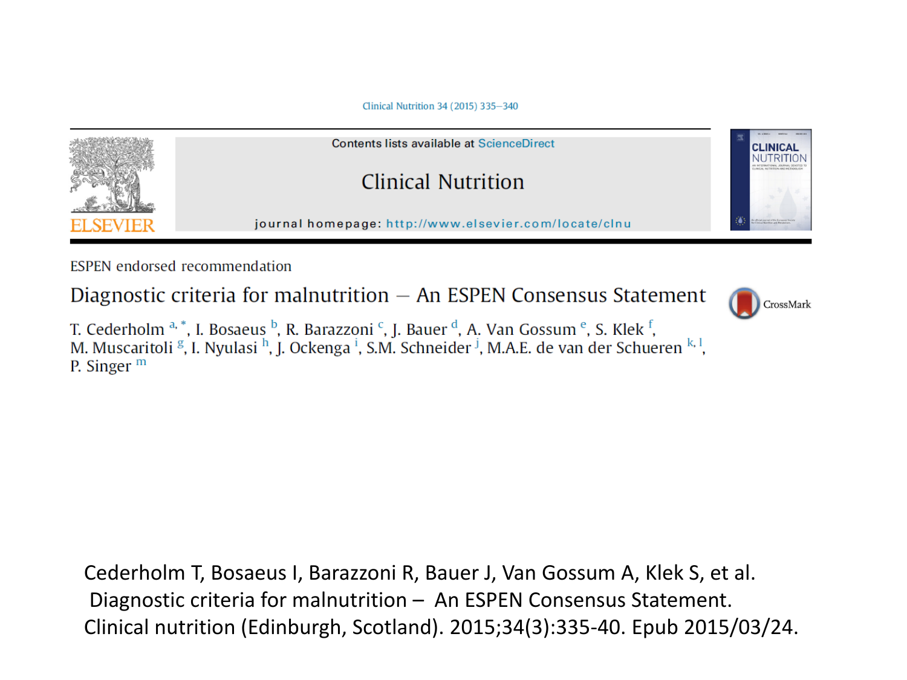Clinical Nutrition 34 (2015) 335–340

Contents lists available at ScienceDirect

# Clinical Nutrition

journal homepage: http://www.elsevier.com/locate/clnu

ESPEN endorsed recommendation

## Diagnostic criteria for malnutrition – An ESPEN Consensus Statement

T. Cederholm [a,*], I. Bosaeus [b], R. Barazzoni [c], J. Bauer [d], A. Van Gossum [e], S. Klek [f], M. Muscaritoli [g], I. Nyulasi [h], J. Ockenga [i], S.M. Schneider [j], M.A.E. de van der Schueren [k,l], P. Singer [m]

Cederholm T, Bosaeus I, Barazzoni R, Bauer J, Van Gossum A, Klek S, et al. Diagnostic criteria for malnutrition – An ESPEN Consensus Statement. Clinical nutrition (Edinburgh, Scotland). 2015;34(3):335-40. Epub 2015/03/24.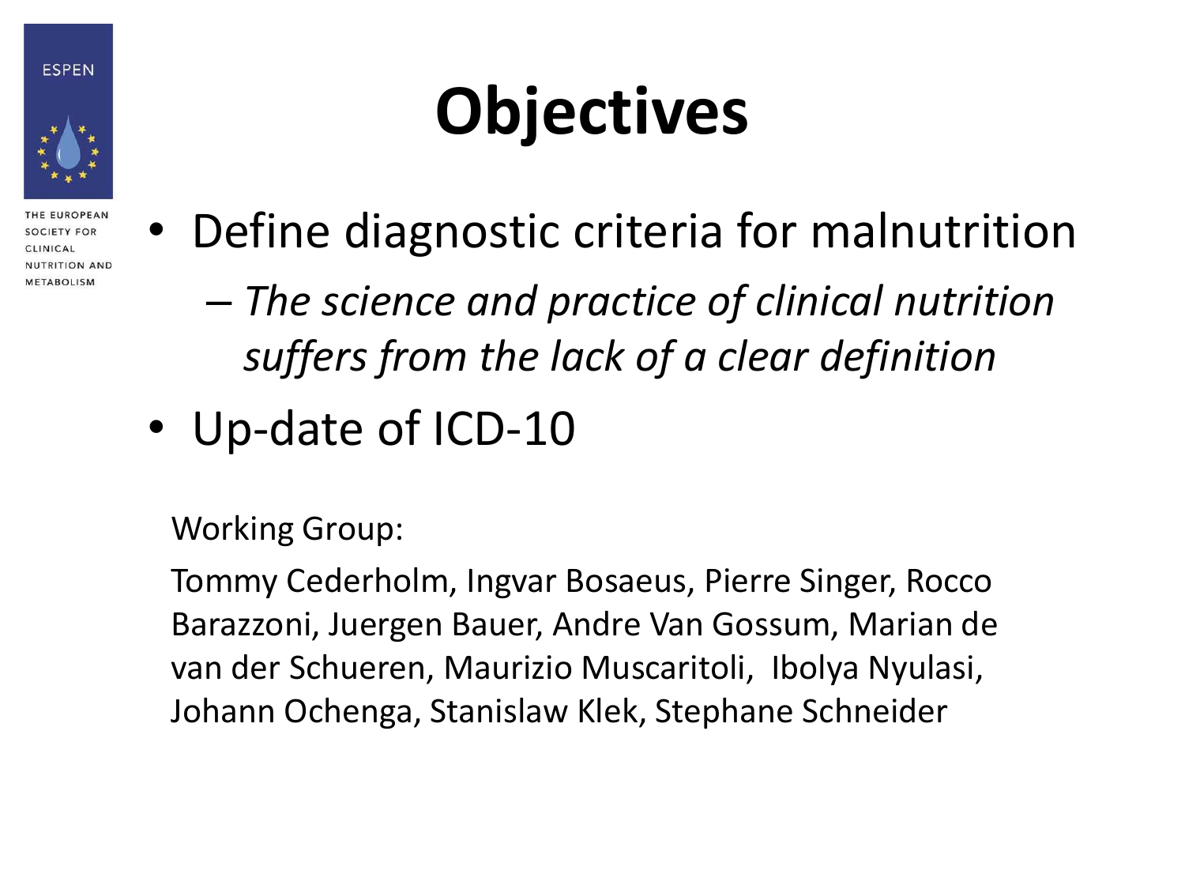# Objectives

- Define diagnostic criteria for malnutrition
  - *The science and practice of clinical nutrition suffers from the lack of a clear definition*
- Up-date of ICD-10

Working Group:

Tommy Cederholm, Ingvar Bosaeus, Pierre Singer, Rocco Barazzoni, Juergen Bauer, Andre Van Gossum, Marian de van der Schueren, Maurizio Muscaritoli, Ibolya Nyulasi, Johann Ochenga, Stanislaw Klek, Stephane Schneider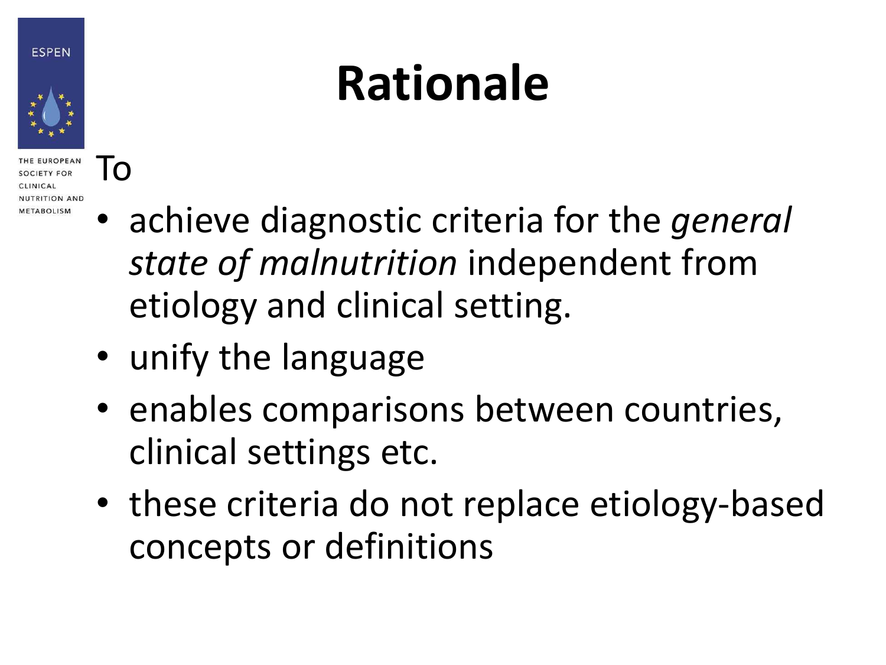# Rationale

To

- achieve diagnostic criteria for the *general state of malnutrition* independent from etiology and clinical setting.
- unify the language
- enables comparisons between countries, clinical settings etc.
- these criteria do not replace etiology-based concepts or definitions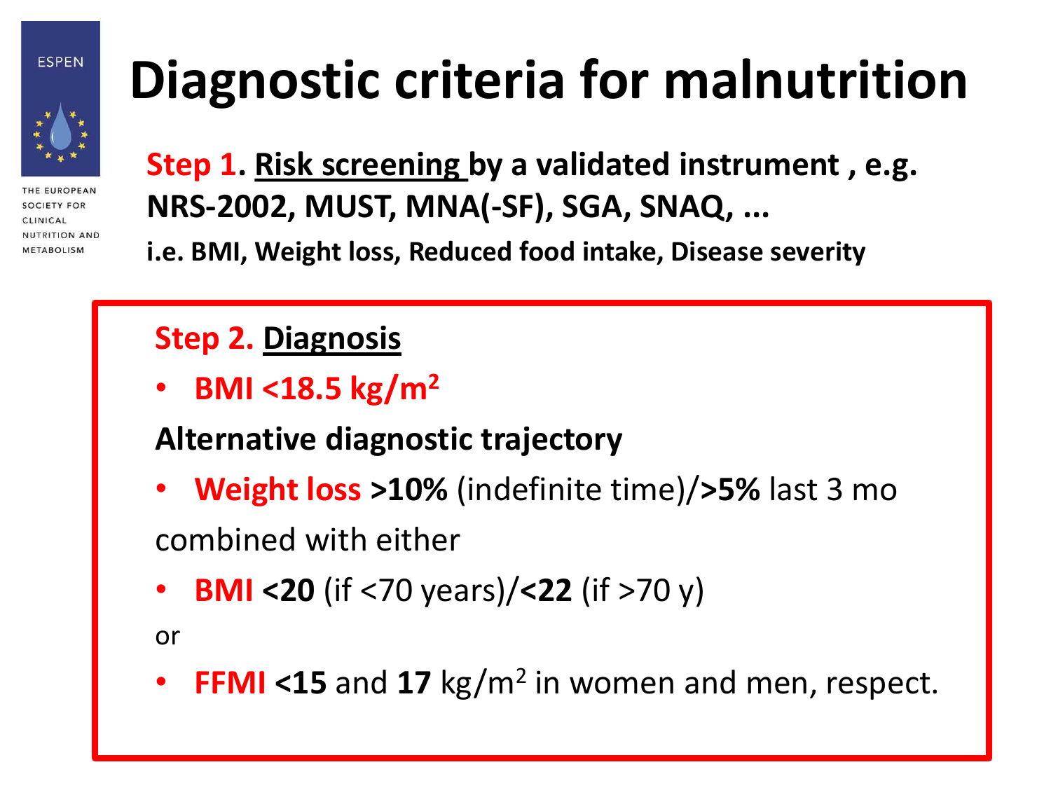ESPEN

THE EUROPEAN SOCIETY FOR CLINICAL NUTRITION AND METABOLISM

# Diagnostic criteria for malnutrition

**Step 1. Risk screening by a validated instrument , e.g. NRS-2002, MUST, MNA(-SF), SGA, SNAQ, ...**

**i.e. BMI, Weight loss, Reduced food intake, Disease severity**

**Step 2. Diagnosis**

- **BMI <18.5 kg/m$^2$**

**Alternative diagnostic trajectory**

- **Weight loss >10%** (indefinite time)/**>5%** last 3 mo

combined with either

- **BMI <20** (if <70 years)/**<22** (if >70 y)

or

- **FFMI <15** and **17** kg/m$^2$ in women and men, respect.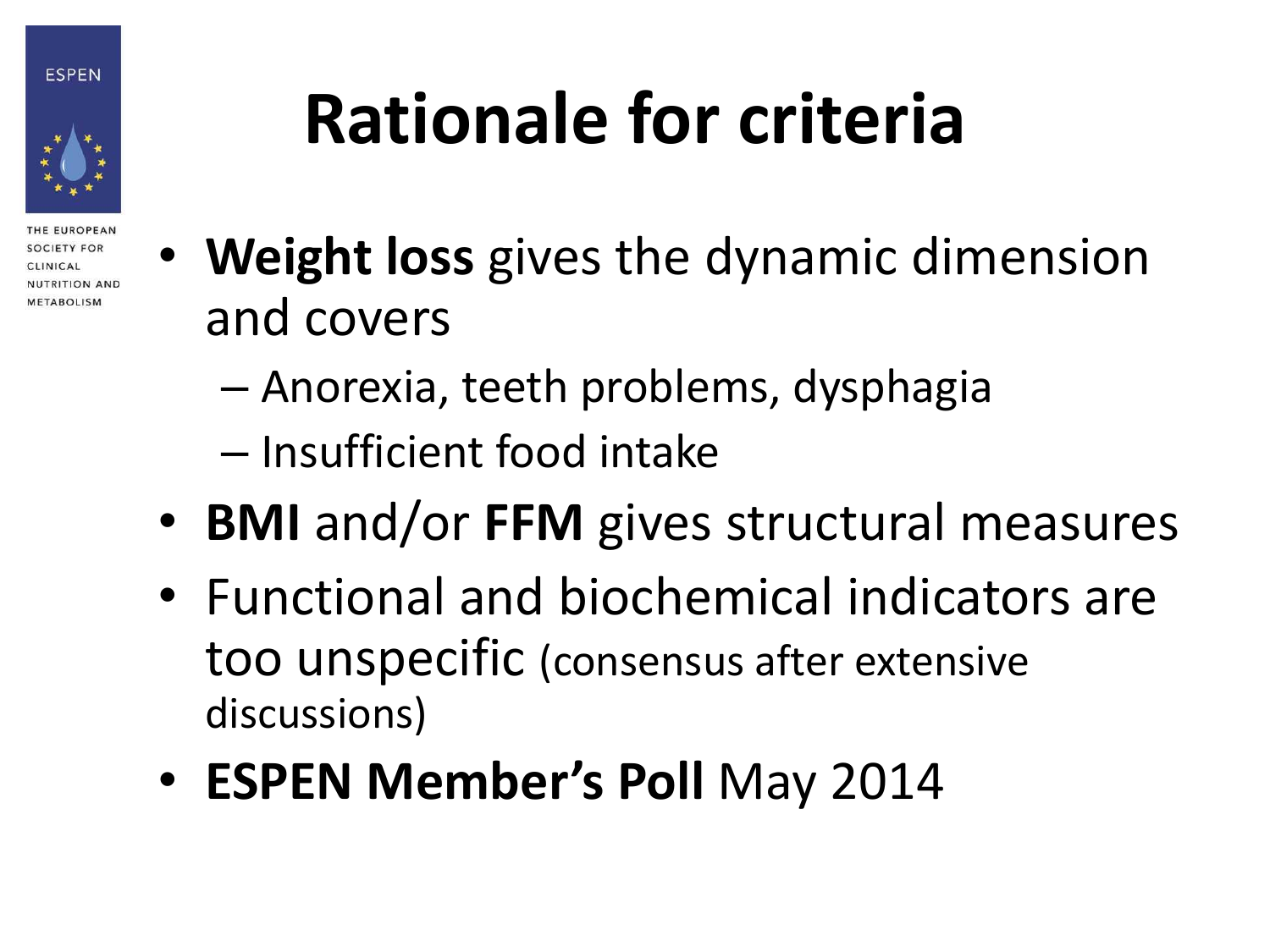# Rationale for criteria

- **Weight loss** gives the dynamic dimension and covers
  - Anorexia, teeth problems, dysphagia
  - Insufficient food intake
- **BMI** and/or **FFM** gives structural measures
- Functional and biochemical indicators are too unspecific (consensus after extensive discussions)
- **ESPEN Member's Poll** May 2014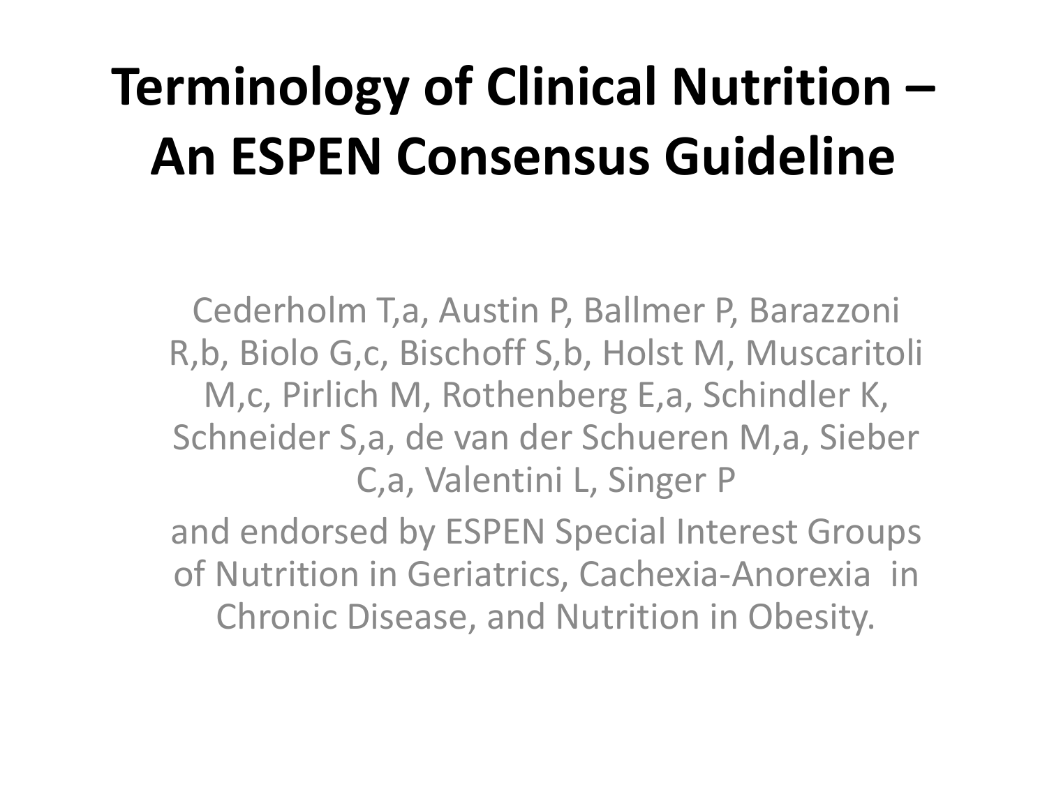# Terminology of Clinical Nutrition – An ESPEN Consensus Guideline

Cederholm T,a, Austin P, Ballmer P, Barazzoni R,b, Biolo G,c, Bischoff S,b, Holst M, Muscaritoli M,c, Pirlich M, Rothenberg E,a, Schindler K, Schneider S,a, de van der Schueren M,a, Sieber C,a, Valentini L, Singer P

and endorsed by ESPEN Special Interest Groups of Nutrition in Geriatrics, Cachexia-Anorexia in Chronic Disease, and Nutrition in Obesity.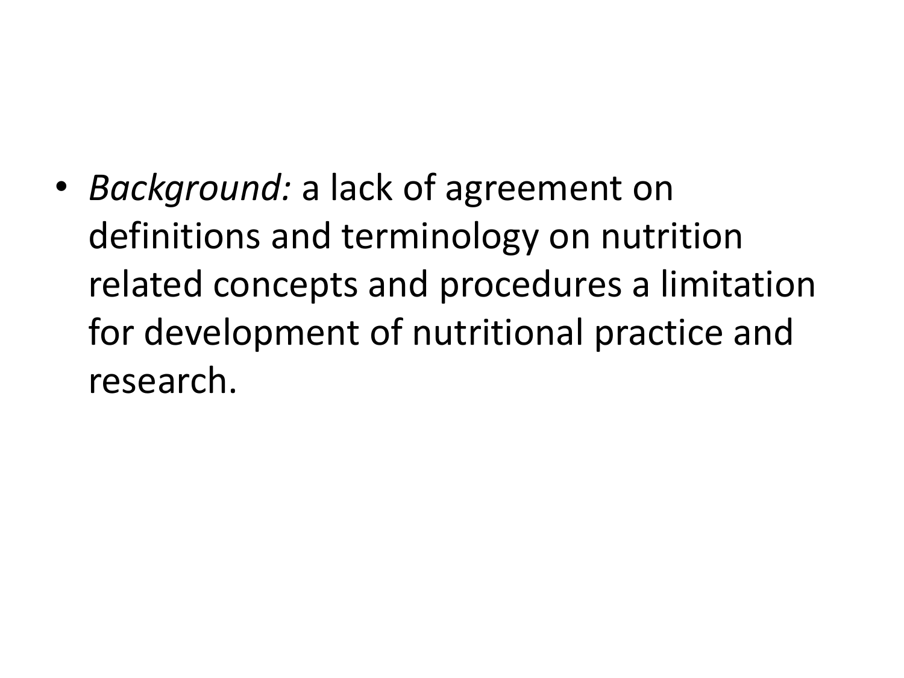- *Background:* a lack of agreement on definitions and terminology on nutrition related concepts and procedures a limitation for development of nutritional practice and research.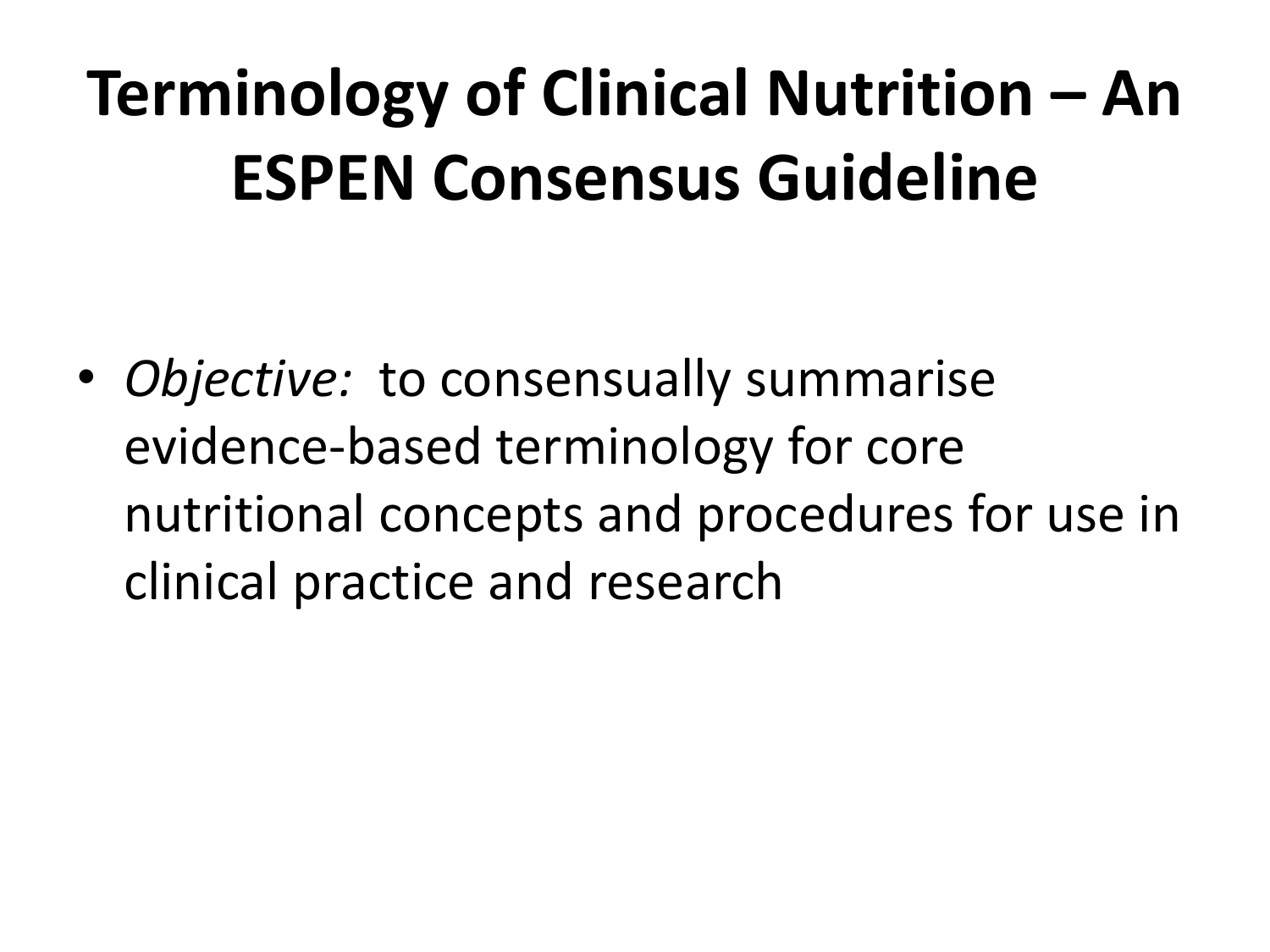# Terminology of Clinical Nutrition – An ESPEN Consensus Guideline

- *Objective:* to consensually summarise evidence-based terminology for core nutritional concepts and procedures for use in clinical practice and research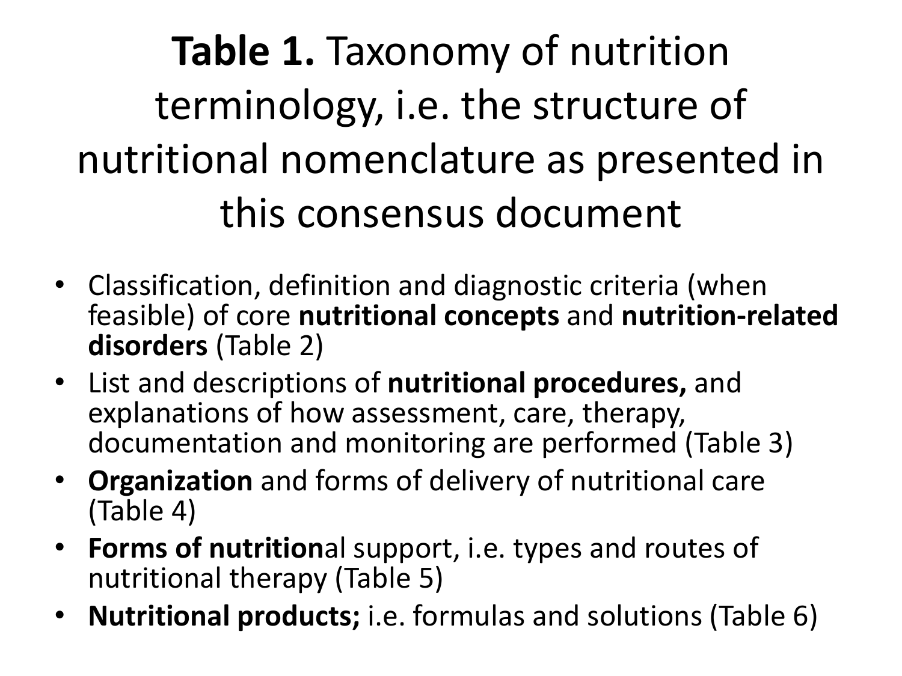# **Table 1.** Taxonomy of nutrition terminology, i.e. the structure of nutritional nomenclature as presented in this consensus document

- Classification, definition and diagnostic criteria (when feasible) of core **nutritional concepts** and **nutrition-related disorders** (Table 2)
- List and descriptions of **nutritional procedures,** and explanations of how assessment, care, therapy, documentation and monitoring are performed (Table 3)
- **Organization** and forms of delivery of nutritional care (Table 4)
- **Forms of nutrition**al support, i.e. types and routes of nutritional therapy (Table 5)
- **Nutritional products;** i.e. formulas and solutions (Table 6)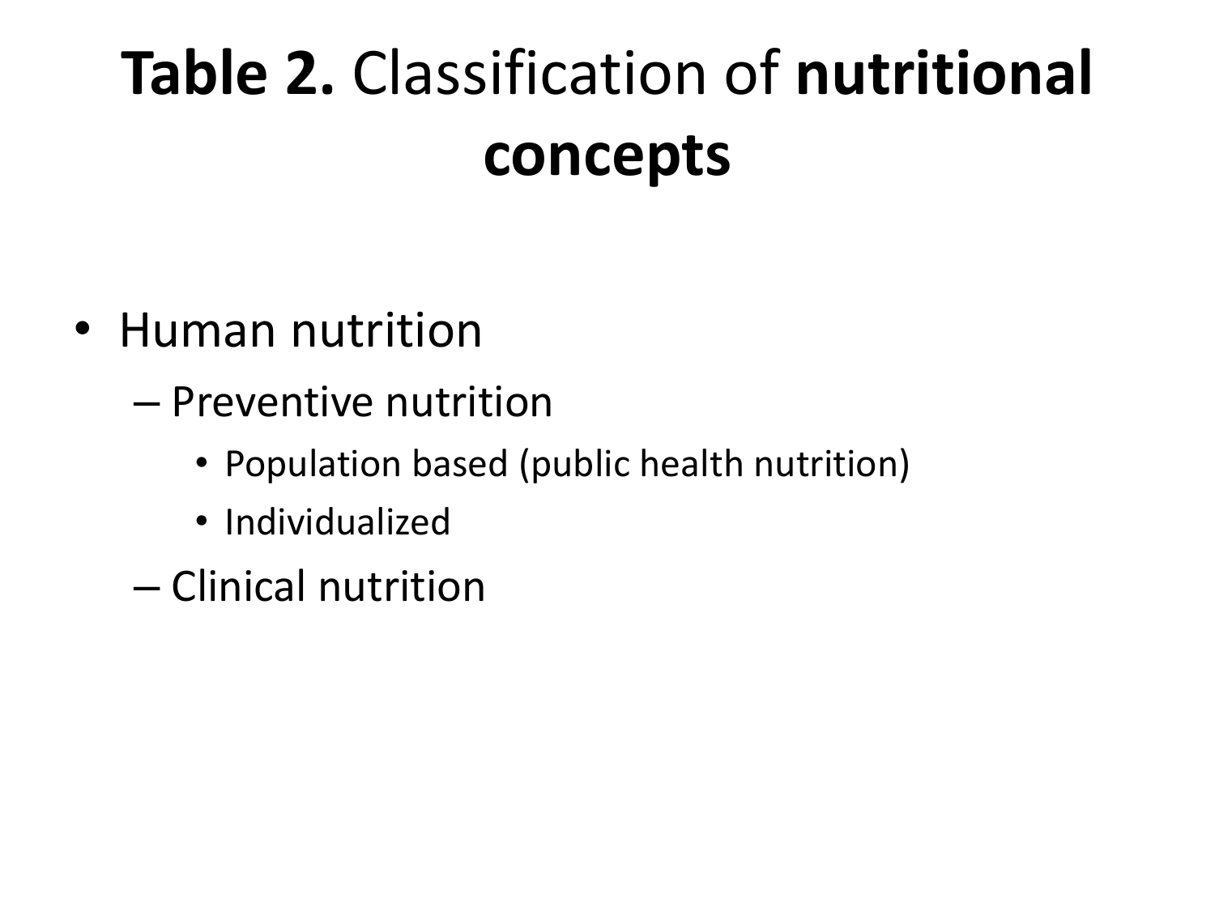# **Table 2.** Classification of **nutritional concepts**

- Human nutrition
  - Preventive nutrition
    - Population based (public health nutrition)
    - Individualized
  - Clinical nutrition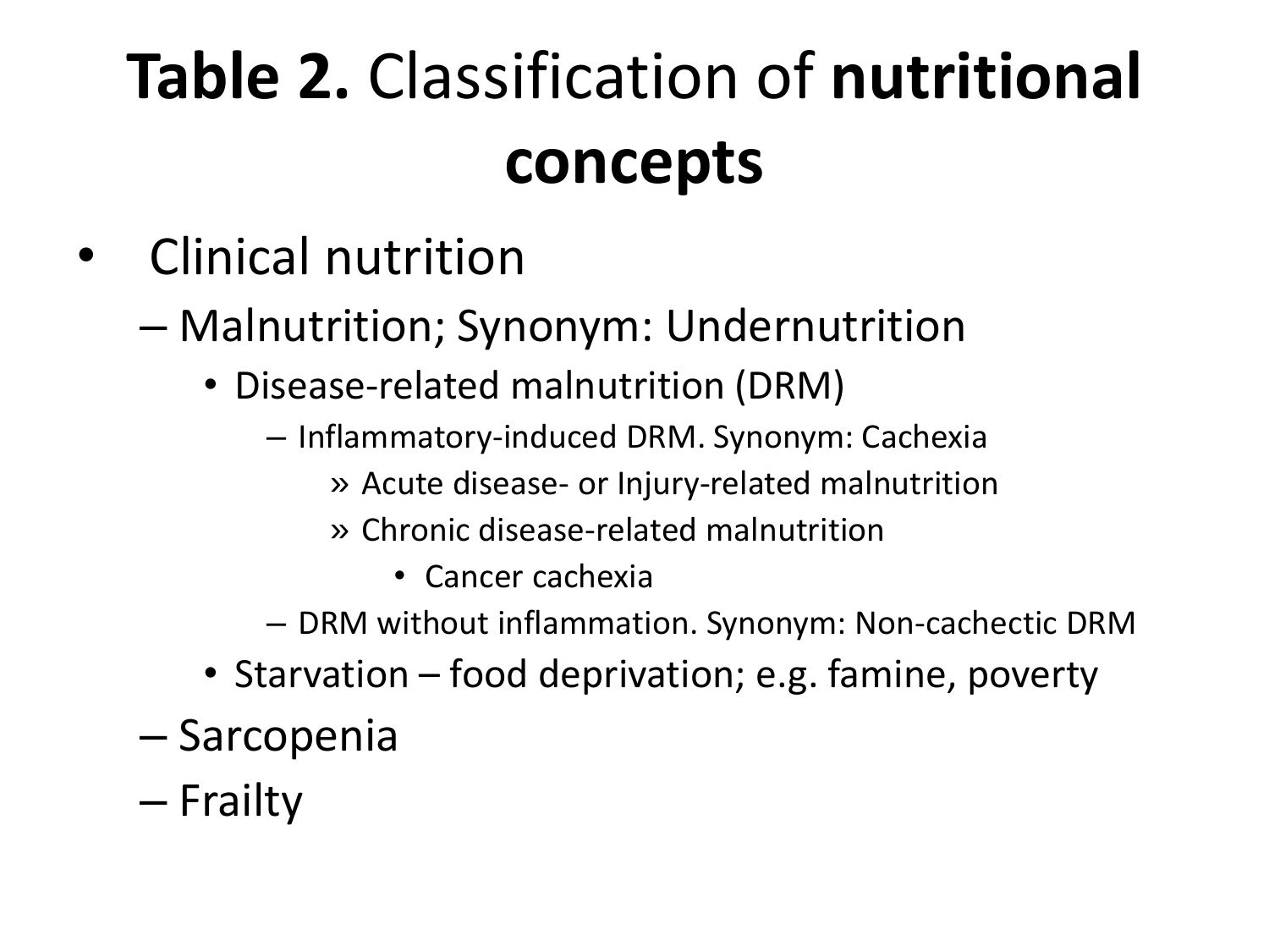# **Table 2.** Classification of **nutritional concepts**

- Clinical nutrition
  - Malnutrition; Synonym: Undernutrition
    - Disease-related malnutrition (DRM)
      - Inflammatory-induced DRM. Synonym: Cachexia
        - Acute disease- or Injury-related malnutrition
        - Chronic disease-related malnutrition
          - Cancer cachexia
      - DRM without inflammation. Synonym: Non-cachectic DRM
    - Starvation – food deprivation; e.g. famine, poverty
  - Sarcopenia
  - Frailty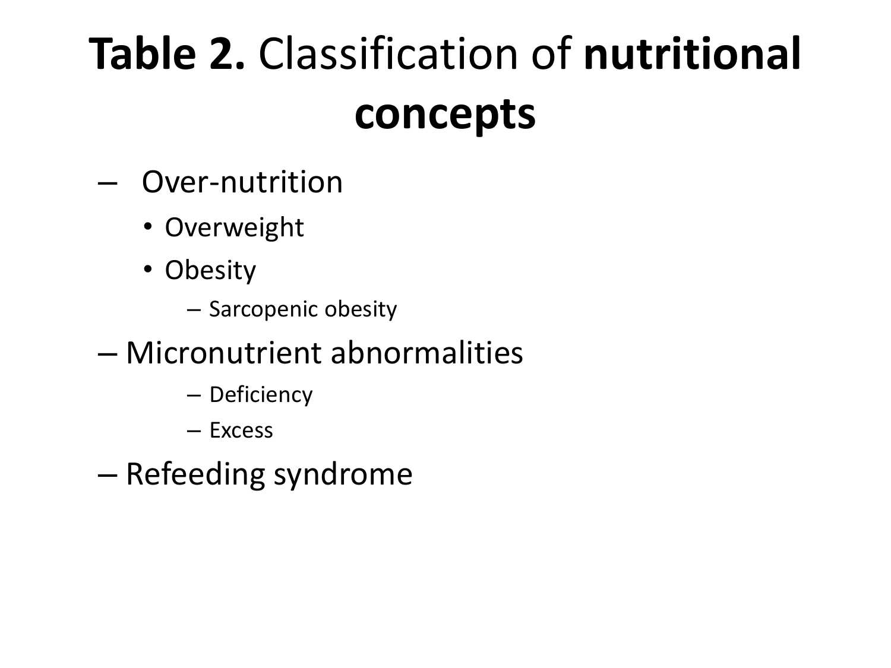# **Table 2.** Classification of **nutritional concepts**

- Over-nutrition
  - Overweight
  - Obesity
    - Sarcopenic obesity
- Micronutrient abnormalities
    - Deficiency
    - Excess
- Refeeding syndrome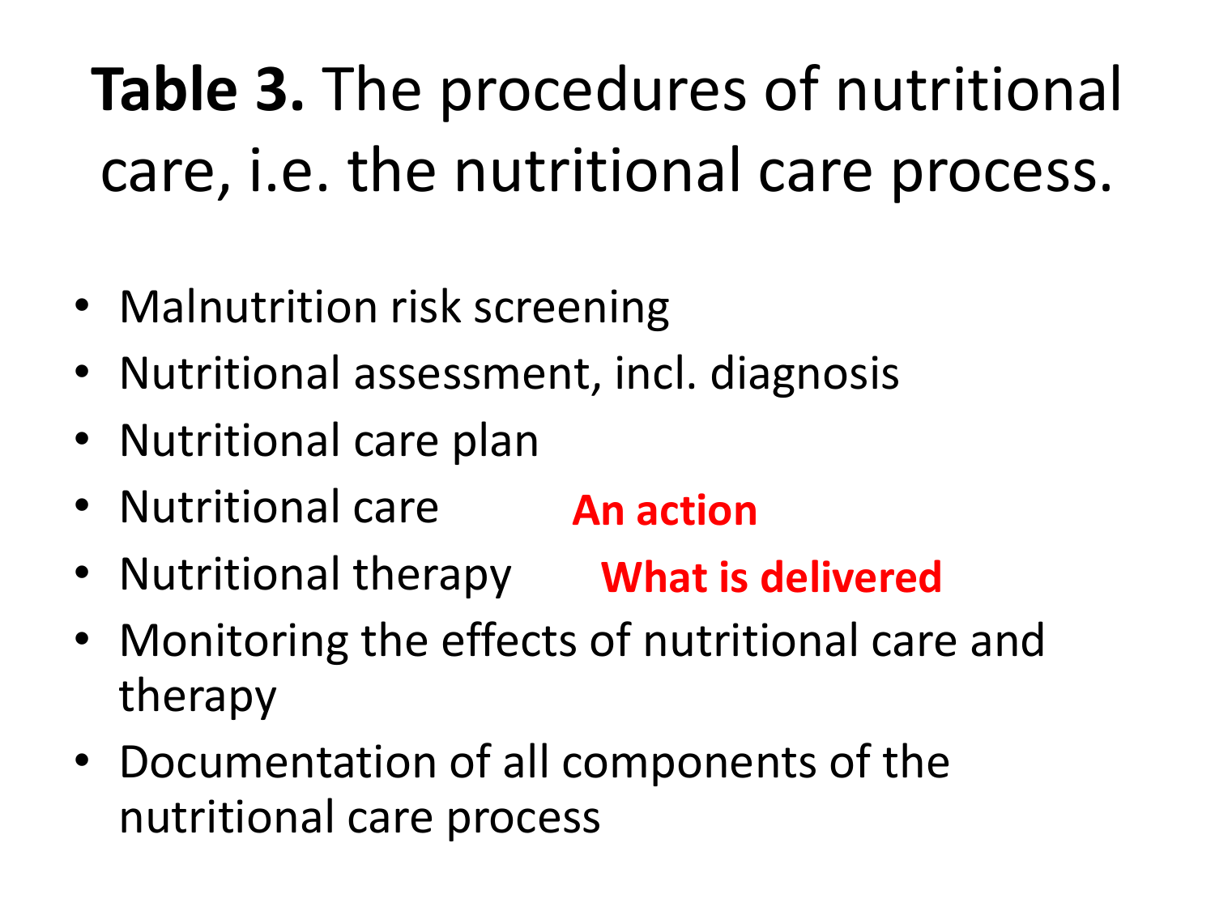# **Table 3.** The procedures of nutritional care, i.e. the nutritional care process.

- Malnutrition risk screening
- Nutritional assessment, incl. diagnosis
- Nutritional care plan
- Nutritional care **An action**
- Nutritional therapy **What is delivered**
- Monitoring the effects of nutritional care and therapy
- Documentation of all components of the nutritional care process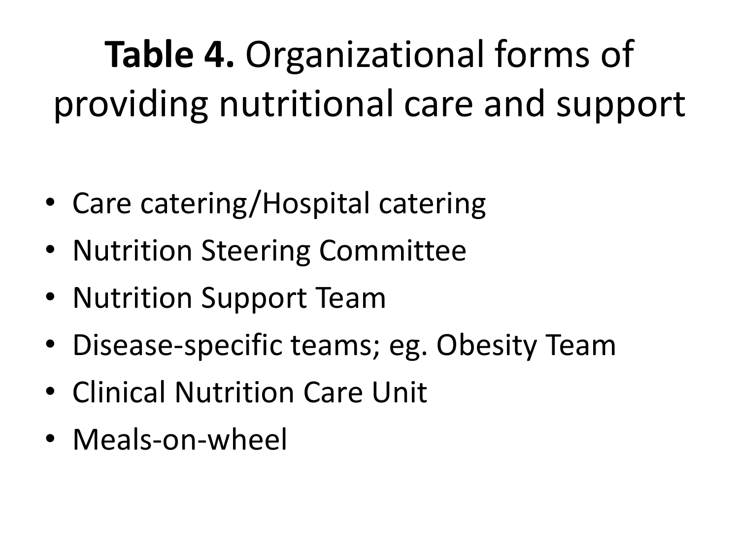# **Table 4.** Organizational forms of providing nutritional care and support

- Care catering/Hospital catering
- Nutrition Steering Committee
- Nutrition Support Team
- Disease-specific teams; eg. Obesity Team
- Clinical Nutrition Care Unit
- Meals-on-wheel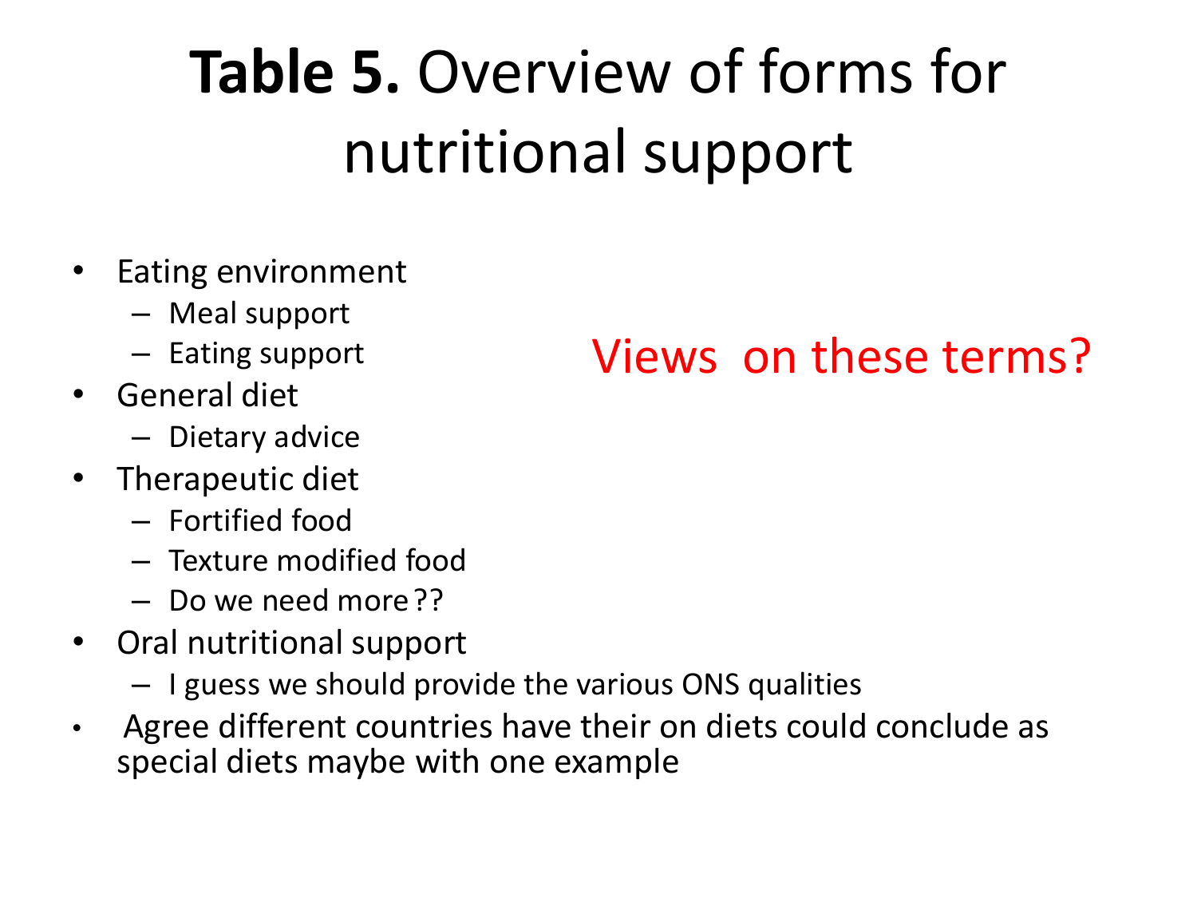# **Table 5.** Overview of forms for nutritional support

- Eating environment
  - Meal support
  - Eating support
- General diet
  - Dietary advice
- Therapeutic diet
  - Fortified food
  - Texture modified food
  - Do we need more ??
- Oral nutritional support
  - I guess we should provide the various ONS qualities
- Agree different countries have their on diets could conclude as special diets maybe with one example

Views on these terms?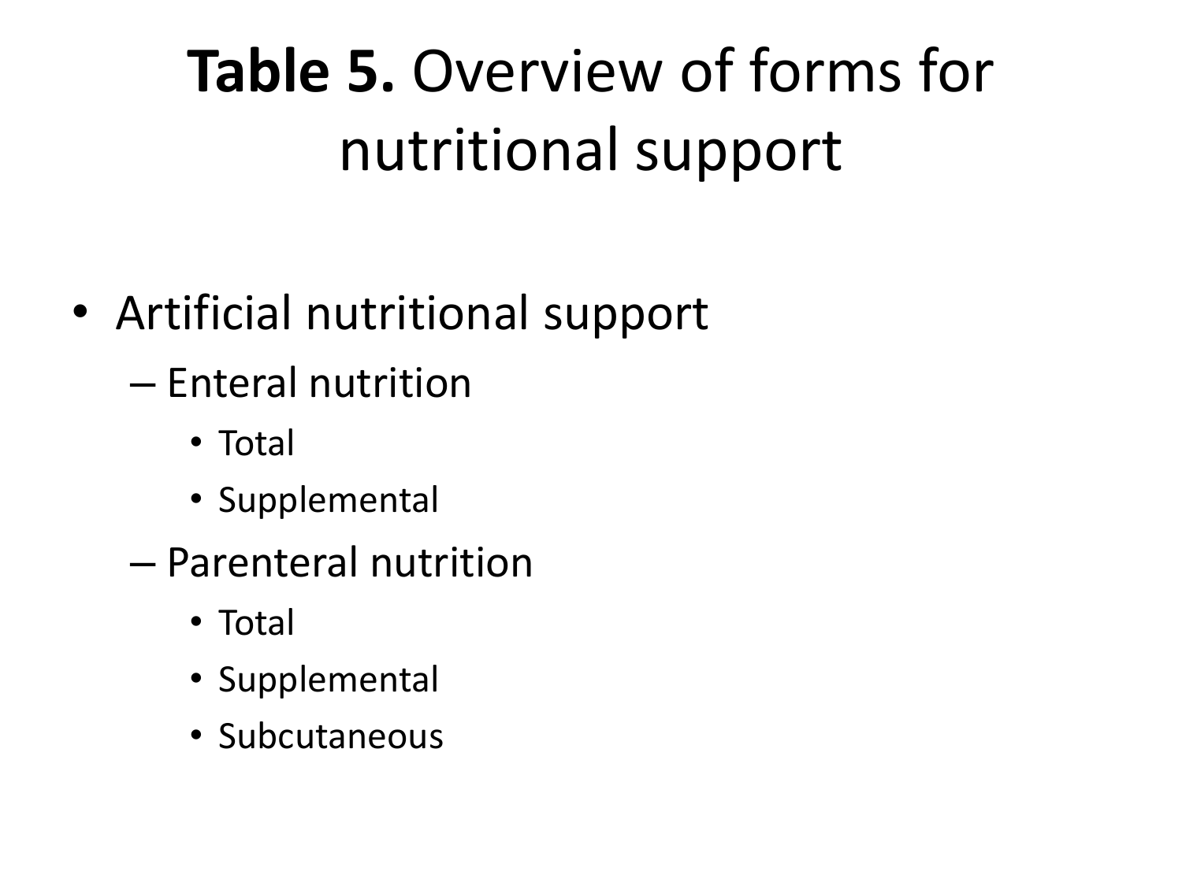# **Table 5.** Overview of forms for nutritional support

- Artificial nutritional support
  - Enteral nutrition
    - Total
    - Supplemental
  - Parenteral nutrition
    - Total
    - Supplemental
    - Subcutaneous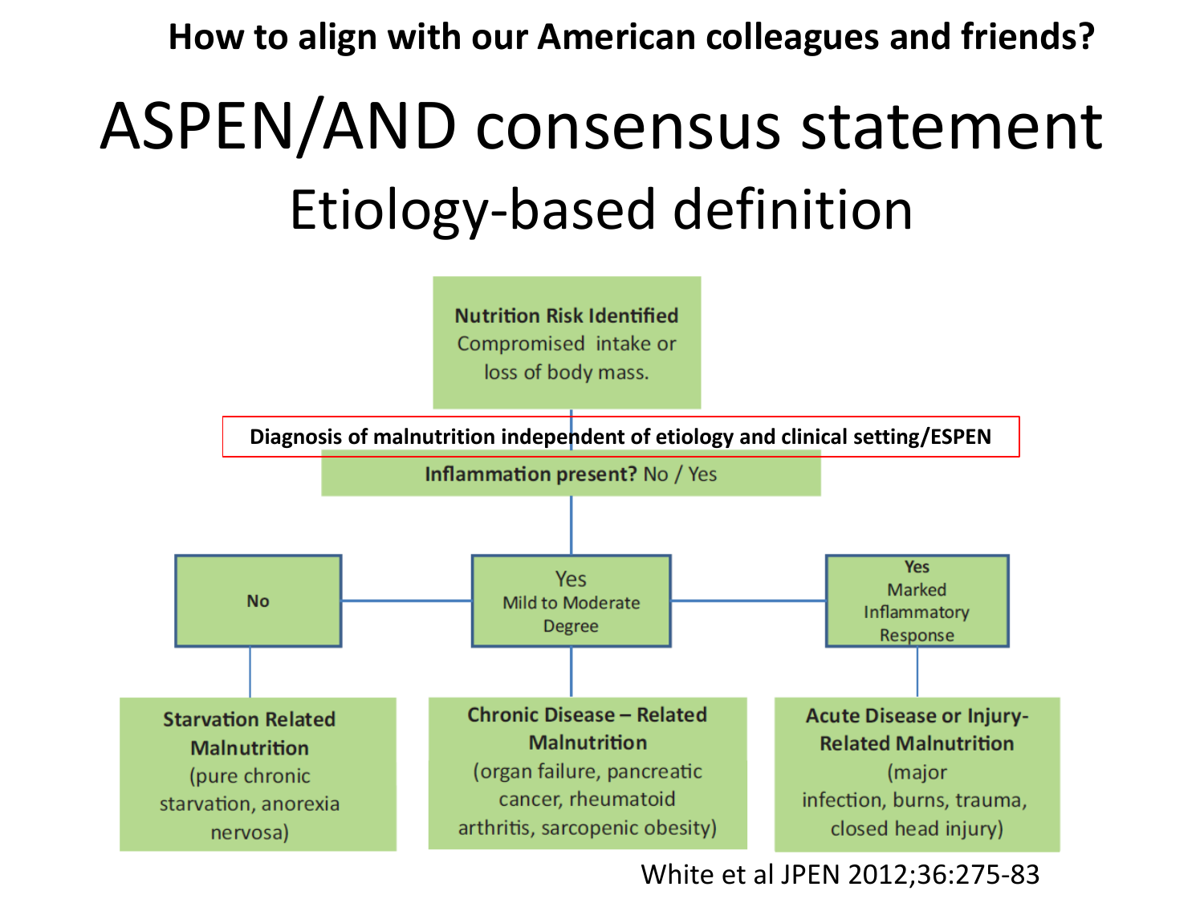**How to align with our American colleagues and friends?**

# ASPEN/AND consensus statement

## Etiology-based definition

**Nutrition Risk Identified**
Compromised intake or loss of body mass.

**Diagnosis of malnutrition independent of etiology and clinical setting/ESPEN**

**Inflammation present?** No / Yes

- **No** → **Starvation Related Malnutrition** (pure chronic starvation, anorexia nervosa)
- **Yes** – Mild to Moderate Degree → **Chronic Disease – Related Malnutrition** (organ failure, pancreatic cancer, rheumatoid arthritis, sarcopenic obesity)
- **Yes** – Marked Inflammatory Response → **Acute Disease or Injury-Related Malnutrition** (major infection, burns, trauma, closed head injury)

White et al JPEN 2012;36:275-83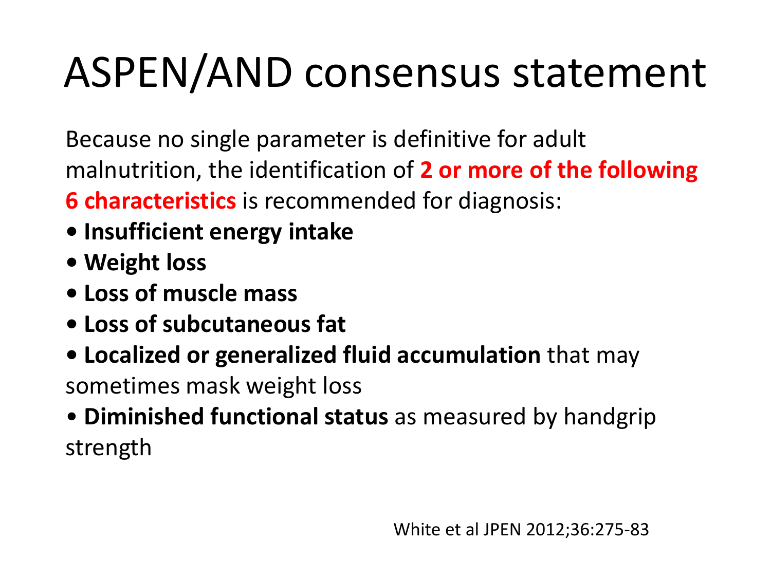# ASPEN/AND consensus statement

Because no single parameter is definitive for adult malnutrition, the identification of **2 or more of the following 6 characteristics** is recommended for diagnosis:

- **Insufficient energy intake**
- **Weight loss**
- **Loss of muscle mass**
- **Loss of subcutaneous fat**
- **Localized or generalized fluid accumulation** that may sometimes mask weight loss
- **Diminished functional status** as measured by handgrip strength

White et al JPEN 2012;36:275-83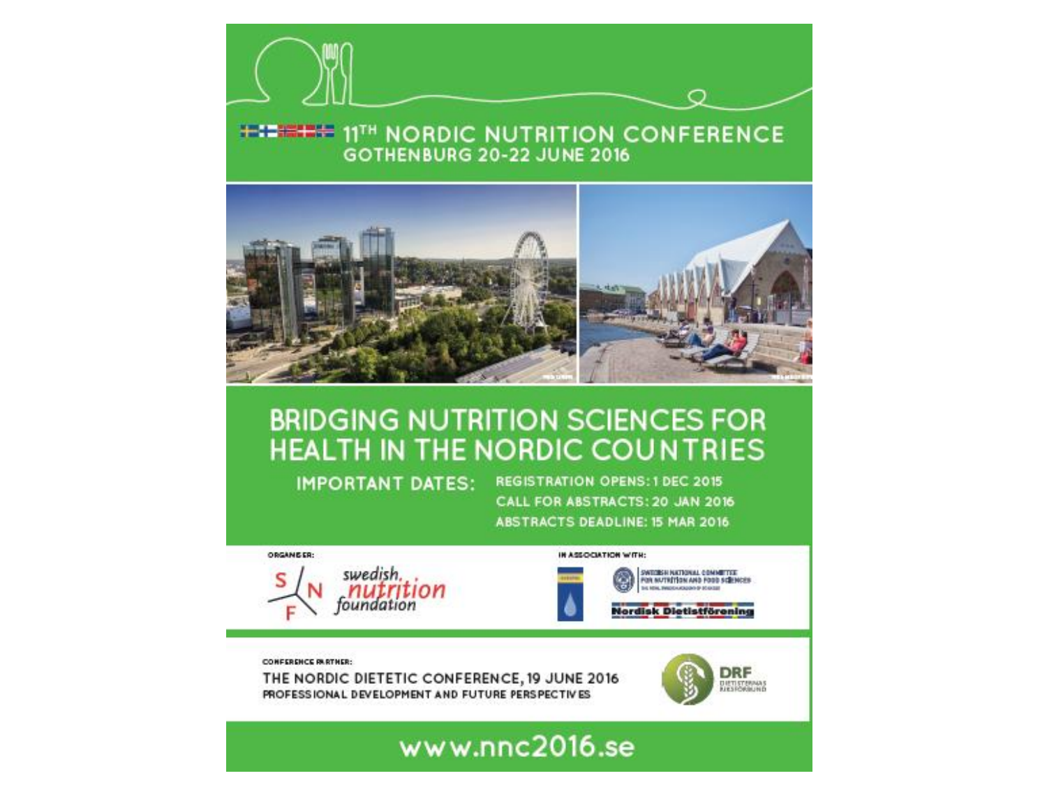# 11TH NORDIC NUTRITION CONFERENCE

## GOTHENBURG 20-22 JUNE 2016

# BRIDGING NUTRITION SCIENCES FOR HEALTH IN THE NORDIC COUNTRIES

**IMPORTANT DATES:**

- REGISTRATION OPENS: 1 DEC 2015
- CALL FOR ABSTRACTS: 20 JAN 2016
- ABSTRACTS DEADLINE: 15 MAR 2016

ORGANISER:

swedish nutrition foundation

IN ASSOCIATION WITH:

SWEDISH NATIONAL COMMITTEE FOR NUTRITION AND FOOD SCIENCES

Nordisk Dietistförening

CONFERENCE PARTNER:

THE NORDIC DIETETIC CONFERENCE, 19 JUNE 2016

PROFESSIONAL DEVELOPMENT AND FUTURE PERSPECTIVES

DRF DIETISTERNAS RIKSFÖRBUND

www.nnc2016.se